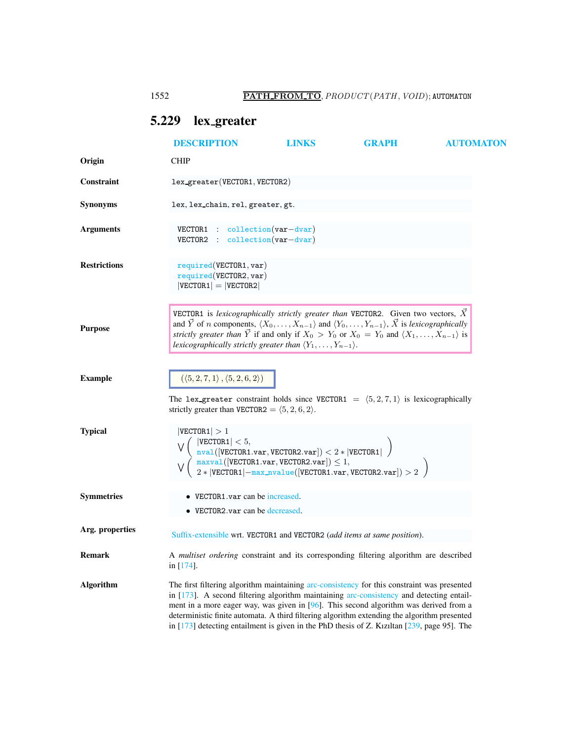## 5.229 lex_greater

DESCRIPTION LINKS GRAPH AUTOMATON

**Origin**

CHIP

**Constraint**

lex_greater(VECTOR1, VECTOR2)

**Synonyms**

lex, lex_chain, rel, greater, gt.

**Arguments**

VECTOR1 : collection(var−dvar)
VECTOR2 : collection(var−dvar)

**Restrictions**

required(VECTOR1, var)
required(VECTOR2, var)
|VECTOR1| = |VECTOR2|

**Purpose**

VECTOR1 is *lexicographically strictly greater than* VECTOR2. Given two vectors, $\vec{X}$ and $\vec{Y}$ of $n$ components, $\langle X_0, \ldots, X_{n-1}\rangle$ and $\langle Y_0, \ldots, Y_{n-1}\rangle$, $\vec{X}$ is *lexicographically strictly greater than* $\vec{Y}$ if and only if $X_0 > Y_0$ or $X_0 = Y_0$ and $\langle X_1, \ldots, X_{n-1}\rangle$ is *lexicographically strictly greater than* $\langle Y_1, \ldots, Y_{n-1}\rangle$.

**Example**

$(\langle 5, 2, 7, 1\rangle, \langle 5, 2, 6, 2\rangle)$

The lex_greater constraint holds since VECTOR1 $= \langle 5, 2, 7, 1\rangle$ is lexicographically strictly greater than VECTOR2 $= \langle 5, 2, 6, 2\rangle$.

**Typical**

$$
\begin{array}{l}
|\texttt{VECTOR1}| > 1 \\
\vee \left( \begin{array}{l} |\texttt{VECTOR1}| < 5, \\ \texttt{nval}([\texttt{VECTOR1.var}, \texttt{VECTOR2.var}]) < 2 * |\texttt{VECTOR1}| \end{array} \right) \\
\vee \left( \begin{array}{l} \texttt{maxval}([\texttt{VECTOR1.var}, \texttt{VECTOR2.var}]) \leq 1, \\ 2 * |\texttt{VECTOR1}| - \texttt{max\_nvalue}([\texttt{VECTOR1.var}, \texttt{VECTOR2.var}]) > 2 \end{array} \right)
\end{array}
$$

**Symmetries**

- VECTOR1.var can be increased.
- VECTOR2.var can be decreased.

**Arg. properties**

Suffix-extensible wrt. VECTOR1 and VECTOR2 (*add items at same position*).

**Remark**

A *multiset ordering* constraint and its corresponding filtering algorithm are described in [174].

**Algorithm**

The first filtering algorithm maintaining arc-consistency for this constraint was presented in [173]. A second filtering algorithm maintaining arc-consistency and detecting entailment in a more eager way, was given in [96]. This second algorithm was derived from a deterministic finite automata. A third filtering algorithm extending the algorithm presented in [173] detecting entailment is given in the PhD thesis of Z. Kızıltan [239, page 95]. The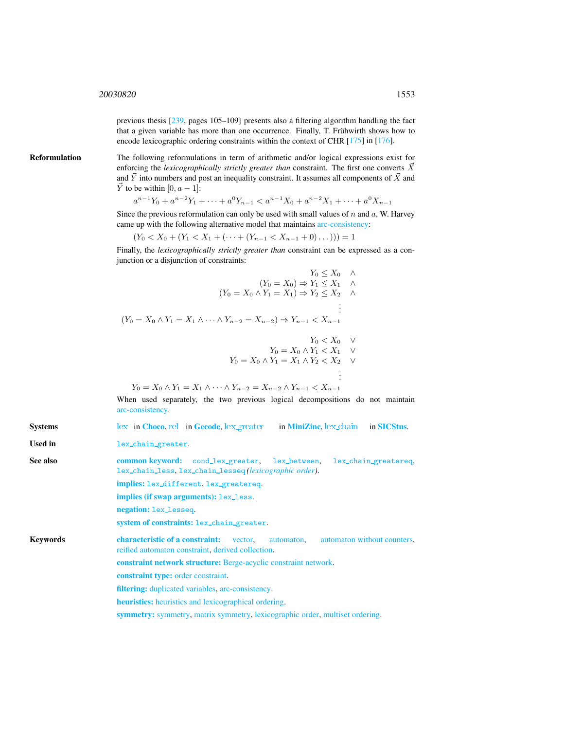previous thesis [239, pages 105–109] presents also a filtering algorithm handling the fact that a given variable has more than one occurrence. Finally, T. Frühwirth shows how to encode lexicographic ordering constraints within the context of CHR [175] in [176].

**Reformulation** The following reformulations in term of arithmetic and/or logical expressions exist for enforcing the *lexicographically strictly greater than* constraint. The first one converts $\vec{X}$ and $\vec{Y}$ into numbers and post an inequality constraint. It assumes all components of $\vec{X}$ and $\vec{Y}$ to be within $[0, a-1]$:

$$a^{n-1}Y_0 + a^{n-2}Y_1 + \cdots + a^0 Y_{n-1} < a^{n-1}X_0 + a^{n-2}X_1 + \cdots + a^0 X_{n-1}$$

Since the previous reformulation can only be used with small values of $n$ and $a$, W. Harvey came up with the following alternative model that maintains arc-consistency:

$$(Y_0 < X_0 + (Y_1 < X_1 + (\cdots + (Y_{n-1} < X_{n-1} + 0)\dots))) = 1$$

Finally, the *lexicographically strictly greater than* constraint can be expressed as a conjunction or a disjunction of constraints:

$$\begin{array}{rl}
Y_0 \leq X_0 & \wedge \\
(Y_0 = X_0) \Rightarrow Y_1 \leq X_1 & \wedge \\
(Y_0 = X_0 \wedge Y_1 = X_1) \Rightarrow Y_2 \leq X_2 & \wedge \\
\vdots & \\
(Y_0 = X_0 \wedge Y_1 = X_1 \wedge \cdots \wedge Y_{n-2} = X_{n-2}) \Rightarrow Y_{n-1} < X_{n-1} &
\end{array}$$

$$\begin{array}{rl}
Y_0 < X_0 & \vee \\
Y_0 = X_0 \wedge Y_1 < X_1 & \vee \\
Y_0 = X_0 \wedge Y_1 = X_1 \wedge Y_2 < X_2 & \vee \\
\vdots & \\
Y_0 = X_0 \wedge Y_1 = X_1 \wedge \cdots \wedge Y_{n-2} = X_{n-2} \wedge Y_{n-1} < X_{n-1} &
\end{array}$$

When used separately, the two previous logical decompositions do not maintain arc-consistency.

**Systems** lex in **Choco**, rel in **Gecode**, lex_greater in **MiniZinc**, lex_chain in **SICStus**.

**Used in** `lex_chain_greater`.

**See also** **common keyword:** `cond_lex_greater`, `lex_between`, `lex_chain_greatereq`, `lex_chain_less`, `lex_chain_lesseq` *(lexicographic order)*.

**implies:** `lex_different`, `lex_greatereq`.

**implies (if swap arguments):** `lex_less`.

**negation:** `lex_lesseq`.

**system of constraints:** `lex_chain_greater`.

**Keywords** **characteristic of a constraint:** vector, automaton, automaton without counters, reified automaton constraint, derived collection.

**constraint network structure:** Berge-acyclic constraint network.

**constraint type:** order constraint.

**filtering:** duplicated variables, arc-consistency.

**heuristics:** heuristics and lexicographical ordering.

**symmetry:** symmetry, matrix symmetry, lexicographic order, multiset ordering.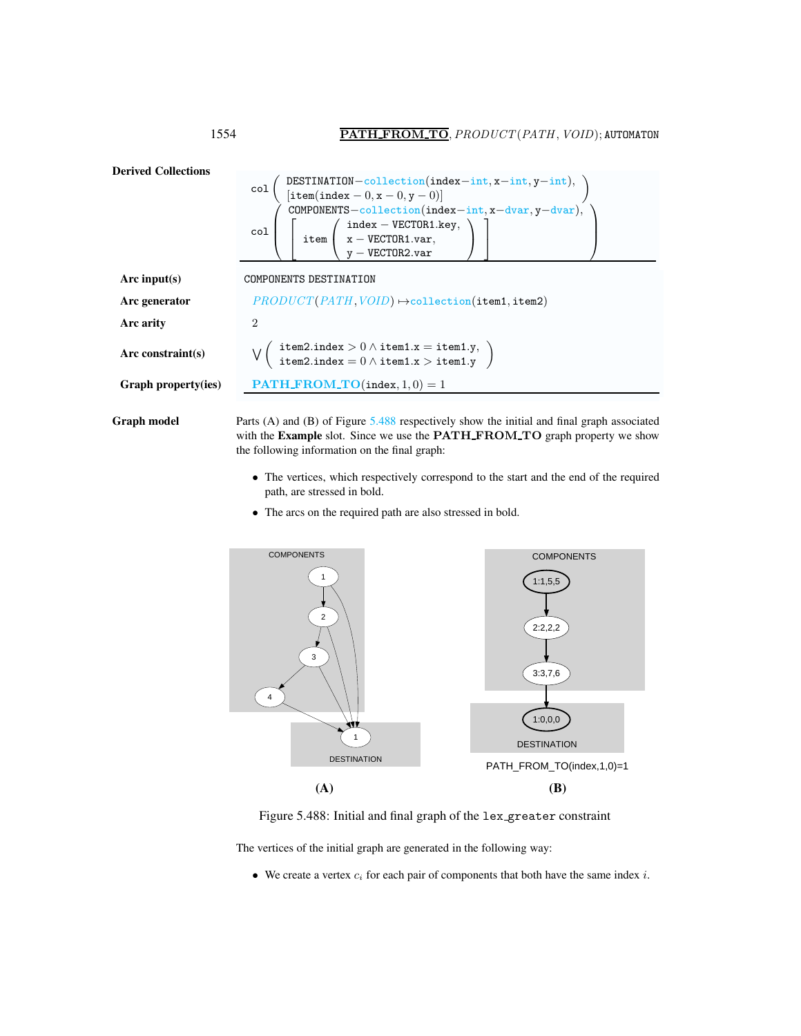**Derived Collections**

$$\text{col}\left(\begin{array}{l}\texttt{DESTINATION}-\texttt{collection}(\texttt{index}-\texttt{int},\texttt{x}-\texttt{int},\texttt{y}-\texttt{int}),\\ [\texttt{item}(\texttt{index}-0,\texttt{x}-0,\texttt{y}-0)]\end{array}\right)$$

$$\text{col}\left(\begin{array}{l}\texttt{COMPONENTS}-\texttt{collection}(\texttt{index}-\texttt{int},\texttt{x}-\texttt{dvar},\texttt{y}-\texttt{dvar}),\\ \left[\texttt{item}\left(\begin{array}{l}\texttt{index}-\texttt{VECTOR1.key},\\ \texttt{x}-\texttt{VECTOR1.var},\\ \texttt{y}-\texttt{VECTOR2.var}\end{array}\right)\right]\end{array}\right)$$

**Arc input(s)** COMPONENTS DESTINATION

**Arc generator** *PRODUCT*(*PATH*, *VOID*) $\mapsto$ collection(item1, item2)

**Arc arity** 2

**Arc constraint(s)**

$$\bigvee\left(\begin{array}{l}\texttt{item2.index}>0\wedge\texttt{item1.x}=\texttt{item1.y},\\ \texttt{item2.index}=0\wedge\texttt{item1.x}>\texttt{item1.y}\end{array}\right)$$

**Graph property(ies)** **PATH_FROM_TO**(index, 1, 0) = 1

**Graph model** Parts (A) and (B) of Figure 5.488 respectively show the initial and final graph associated with the **Example** slot. Since we use the **PATH_FROM_TO** graph property we show the following information on the final graph:

- The vertices, which respectively correspond to the start and the end of the required path, are stressed in bold.
- The arcs on the required path are also stressed in bold.

Figure 5.488: Initial and final graph of the lex_greater constraint

The vertices of the initial graph are generated in the following way:

- We create a vertex $c_i$ for each pair of components that both have the same index $i$.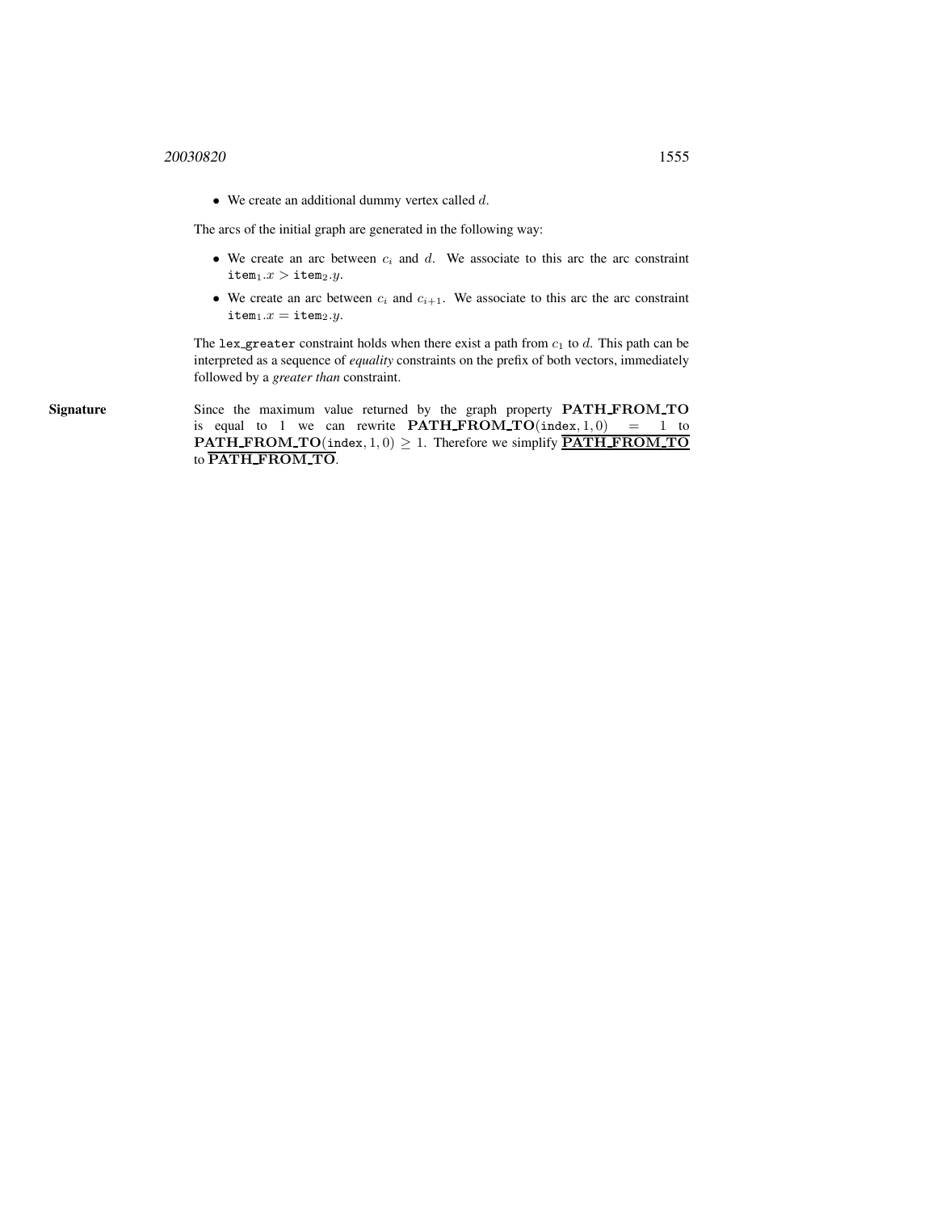- We create an additional dummy vertex called $d$.

The arcs of the initial graph are generated in the following way:

- We create an arc between $c_i$ and $d$. We associate to this arc the arc constraint $\texttt{item}_1.x > \texttt{item}_2.y$.
- We create an arc between $c_i$ and $c_{i+1}$. We associate to this arc the arc constraint $\texttt{item}_1.x = \texttt{item}_2.y$.

The `lex_greater` constraint holds when there exist a path from $c_1$ to $d$. This path can be interpreted as a sequence of *equality* constraints on the prefix of both vectors, immediately followed by a *greater than* constraint.

**Signature**

Since the maximum value returned by the graph property **PATH_FROM_TO** is equal to 1 we can rewrite $\mathbf{PATH\_FROM\_TO}(\texttt{index}, 1, 0) = 1$ to $\mathbf{PATH\_FROM\_TO}(\texttt{index}, 1, 0) \geq 1$. Therefore we simplify $\underline{\overline{\mathbf{PATH\_FROM\_TO}}}$ to $\overline{\mathbf{PATH\_FROM\_TO}}$.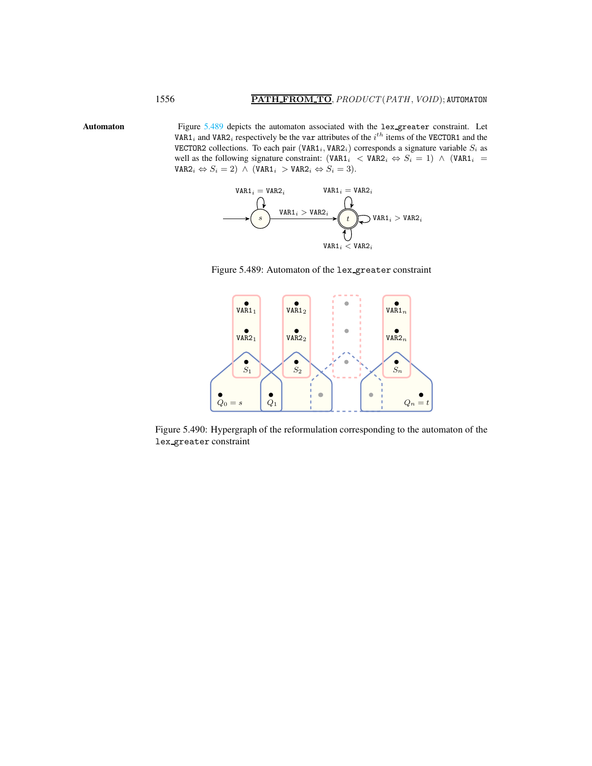**Automaton**

Figure 5.489 depicts the automaton associated with the `lex_greater` constraint. Let $\texttt{VAR1}_i$ and $\texttt{VAR2}_i$ respectively be the `var` attributes of the $i^{th}$ items of the `VECTOR1` and the `VECTOR2` collections. To each pair $(\texttt{VAR1}_i, \texttt{VAR2}_i)$ corresponds a signature variable $S_i$ as well as the following signature constraint: $(\texttt{VAR1}_i < \texttt{VAR2}_i \Leftrightarrow S_i = 1) \wedge (\texttt{VAR1}_i = \texttt{VAR2}_i \Leftrightarrow S_i = 2) \wedge (\texttt{VAR1}_i > \texttt{VAR2}_i \Leftrightarrow S_i = 3)$.

Figure 5.489: Automaton of the `lex_greater` constraint

Figure 5.490: Hypergraph of the reformulation corresponding to the automaton of the `lex_greater` constraint